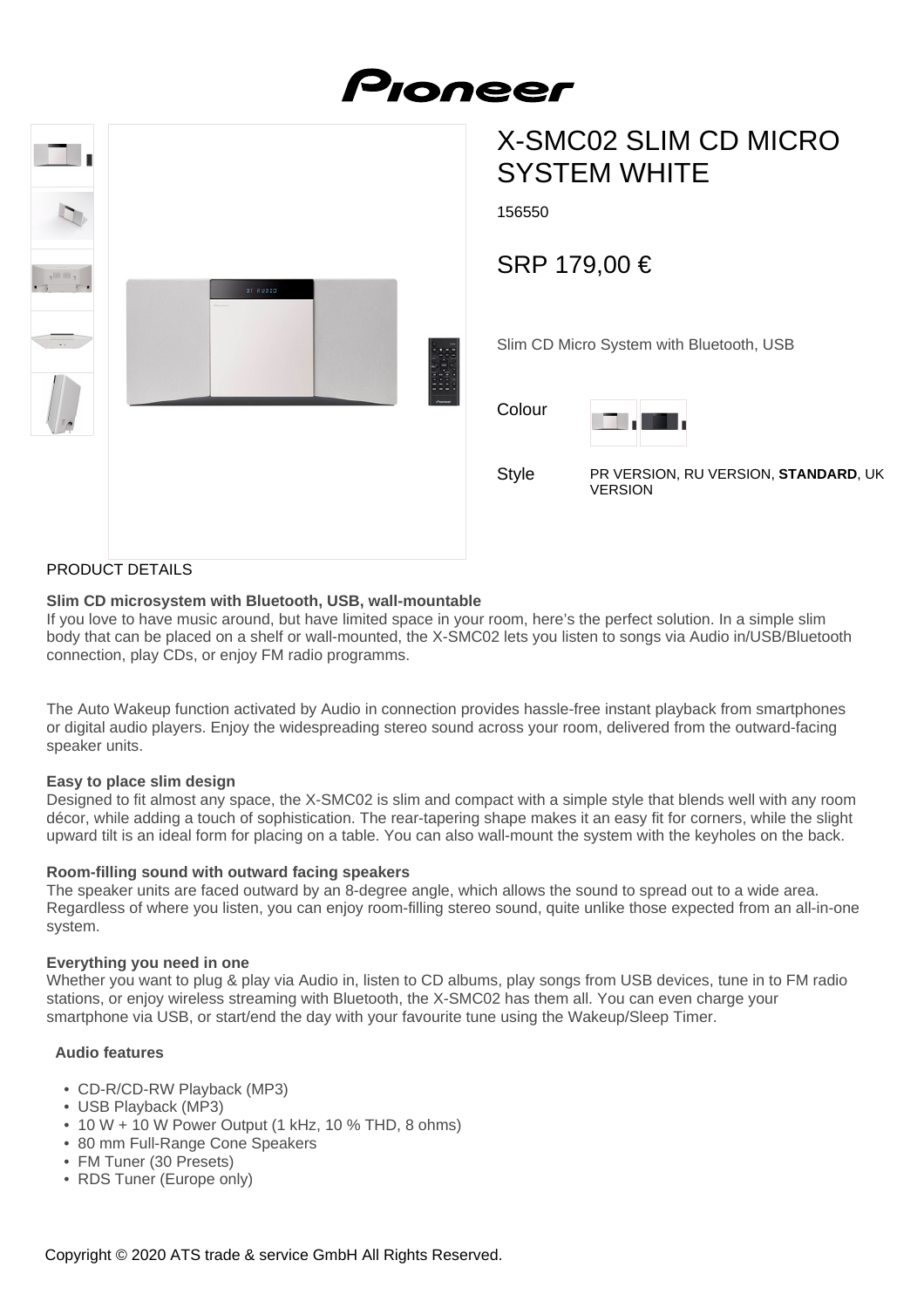# X-SMC02 SLIM CD MICRO SYSTEM WHITE

156550

## SRP 179,00 €

Slim CD Micro System with Bluetooth, USB

Colour

Style: PR VERSION, RU VERSION, **STANDARD**, UK VERSION

## PRODUCT DETAILS

**Slim CD microsystem with Bluetooth, USB, wall-mountable**
If you love to have music around, but have limited space in your room, here's the perfect solution. In a simple slim body that can be placed on a shelf or wall-mounted, the X-SMC02 lets you listen to songs via Audio in/USB/Bluetooth connection, play CDs, or enjoy FM radio programms.

The Auto Wakeup function activated by Audio in connection provides hassle-free instant playback from smartphones or digital audio players. Enjoy the widespreading stereo sound across your room, delivered from the outward-facing speaker units.

**Easy to place slim design**
Designed to fit almost any space, the X-SMC02 is slim and compact with a simple style that blends well with any room décor, while adding a touch of sophistication. The rear-tapering shape makes it an easy fit for corners, while the slight upward tilt is an ideal form for placing on a table. You can also wall-mount the system with the keyholes on the back.

**Room-filling sound with outward facing speakers**
The speaker units are faced outward by an 8-degree angle, which allows the sound to spread out to a wide area. Regardless of where you listen, you can enjoy room-filling stereo sound, quite unlike those expected from an all-in-one system.

**Everything you need in one**
Whether you want to plug & play via Audio in, listen to CD albums, play songs from USB devices, tune in to FM radio stations, or enjoy wireless streaming with Bluetooth, the X-SMC02 has them all. You can even charge your smartphone via USB, or start/end the day with your favourite tune using the Wakeup/Sleep Timer.

**Audio features**

- CD-R/CD-RW Playback (MP3)
- USB Playback (MP3)
- 10 W + 10 W Power Output (1 kHz, 10 % THD, 8 ohms)
- 80 mm Full-Range Cone Speakers
- FM Tuner (30 Presets)
- RDS Tuner (Europe only)

Copyright © 2020 ATS trade & service GmbH All Rights Reserved.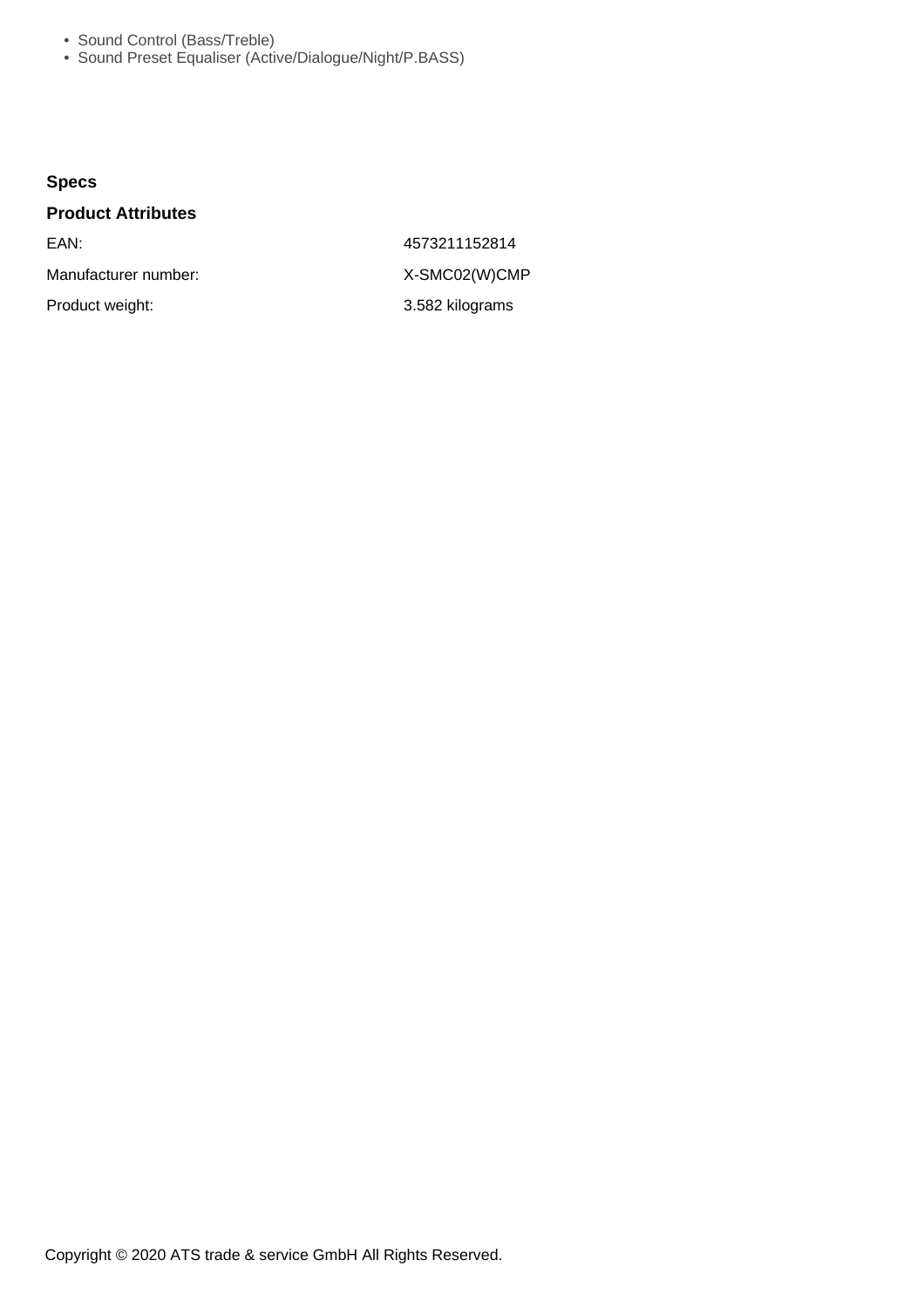- Sound Control (Bass/Treble)
- Sound Preset Equaliser (Active/Dialogue/Night/P.BASS)

## Specs

### Product Attributes

| | |
|---|---|
| EAN: | 4573211152814 |
| Manufacturer number: | X-SMC02(W)CMP |
| Product weight: | 3.582 kilograms |

Copyright © 2020 ATS trade & service GmbH All Rights Reserved.